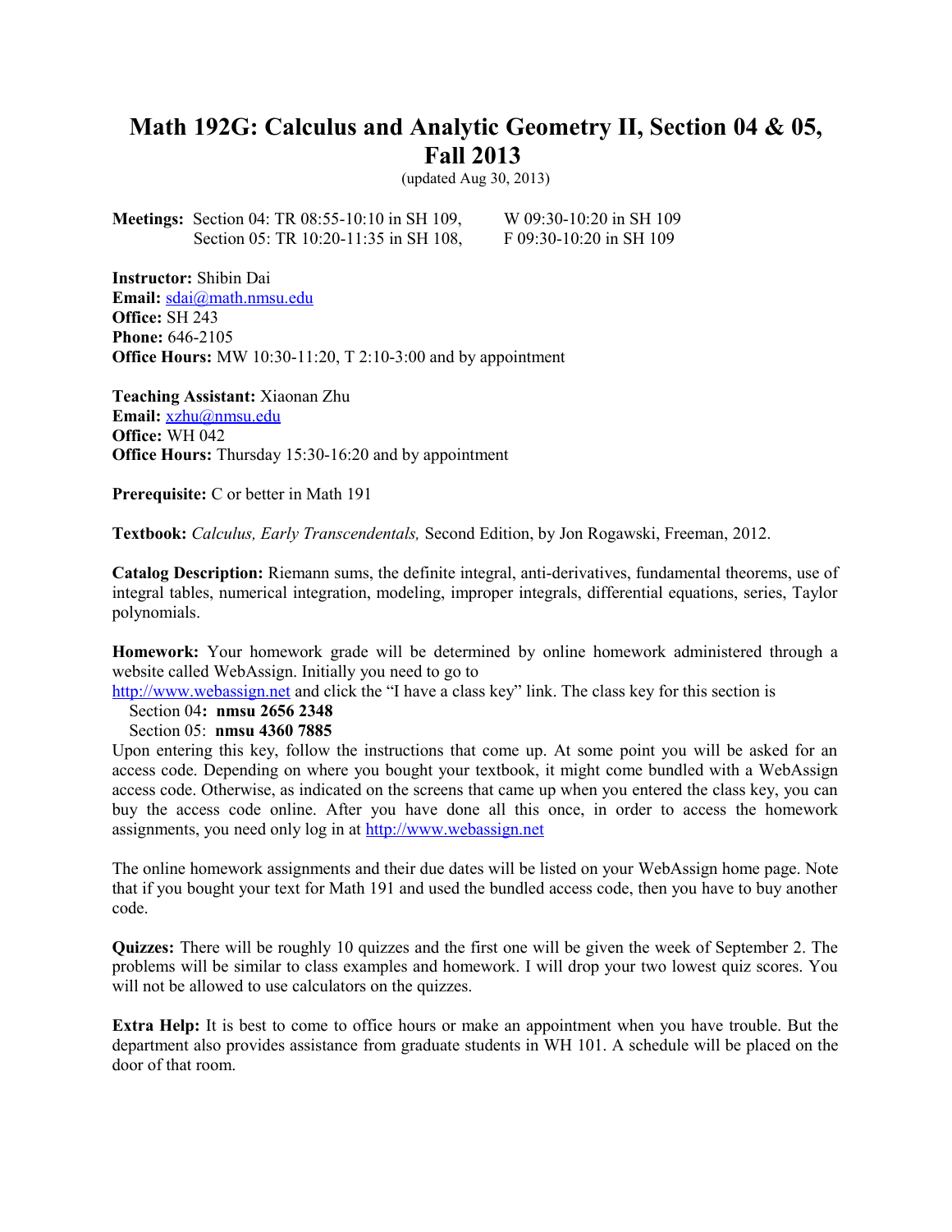# Math 192G: Calculus and Analytic Geometry II, Section 04 & 05, Fall 2013

(updated Aug 30, 2013)

**Meetings:** Section 04: TR 08:55-10:10 in SH 109, W 09:30-10:20 in SH 109
Section 05: TR 10:20-11:35 in SH 108, F 09:30-10:20 in SH 109

**Instructor:** Shibin Dai
**Email:** sdai@math.nmsu.edu
**Office:** SH 243
**Phone:** 646-2105
**Office Hours:** MW 10:30-11:20, T 2:10-3:00 and by appointment

**Teaching Assistant:** Xiaonan Zhu
**Email:** xzhu@nmsu.edu
**Office:** WH 042
**Office Hours:** Thursday 15:30-16:20 and by appointment

**Prerequisite:** C or better in Math 191

**Textbook:** *Calculus, Early Transcendentals,* Second Edition, by Jon Rogawski, Freeman, 2012.

**Catalog Description:** Riemann sums, the definite integral, anti-derivatives, fundamental theorems, use of integral tables, numerical integration, modeling, improper integrals, differential equations, series, Taylor polynomials.

**Homework:** Your homework grade will be determined by online homework administered through a website called WebAssign. Initially you need to go to http://www.webassign.net and click the "I have a class key" link. The class key for this section is

Section 04**: nmsu 2656 2348**
Section 05: **nmsu 4360 7885**

Upon entering this key, follow the instructions that come up. At some point you will be asked for an access code. Depending on where you bought your textbook, it might come bundled with a WebAssign access code. Otherwise, as indicated on the screens that came up when you entered the class key, you can buy the access code online. After you have done all this once, in order to access the homework assignments, you need only log in at http://www.webassign.net

The online homework assignments and their due dates will be listed on your WebAssign home page. Note that if you bought your text for Math 191 and used the bundled access code, then you have to buy another code.

**Quizzes:** There will be roughly 10 quizzes and the first one will be given the week of September 2. The problems will be similar to class examples and homework. I will drop your two lowest quiz scores. You will not be allowed to use calculators on the quizzes.

**Extra Help:** It is best to come to office hours or make an appointment when you have trouble. But the department also provides assistance from graduate students in WH 101. A schedule will be placed on the door of that room.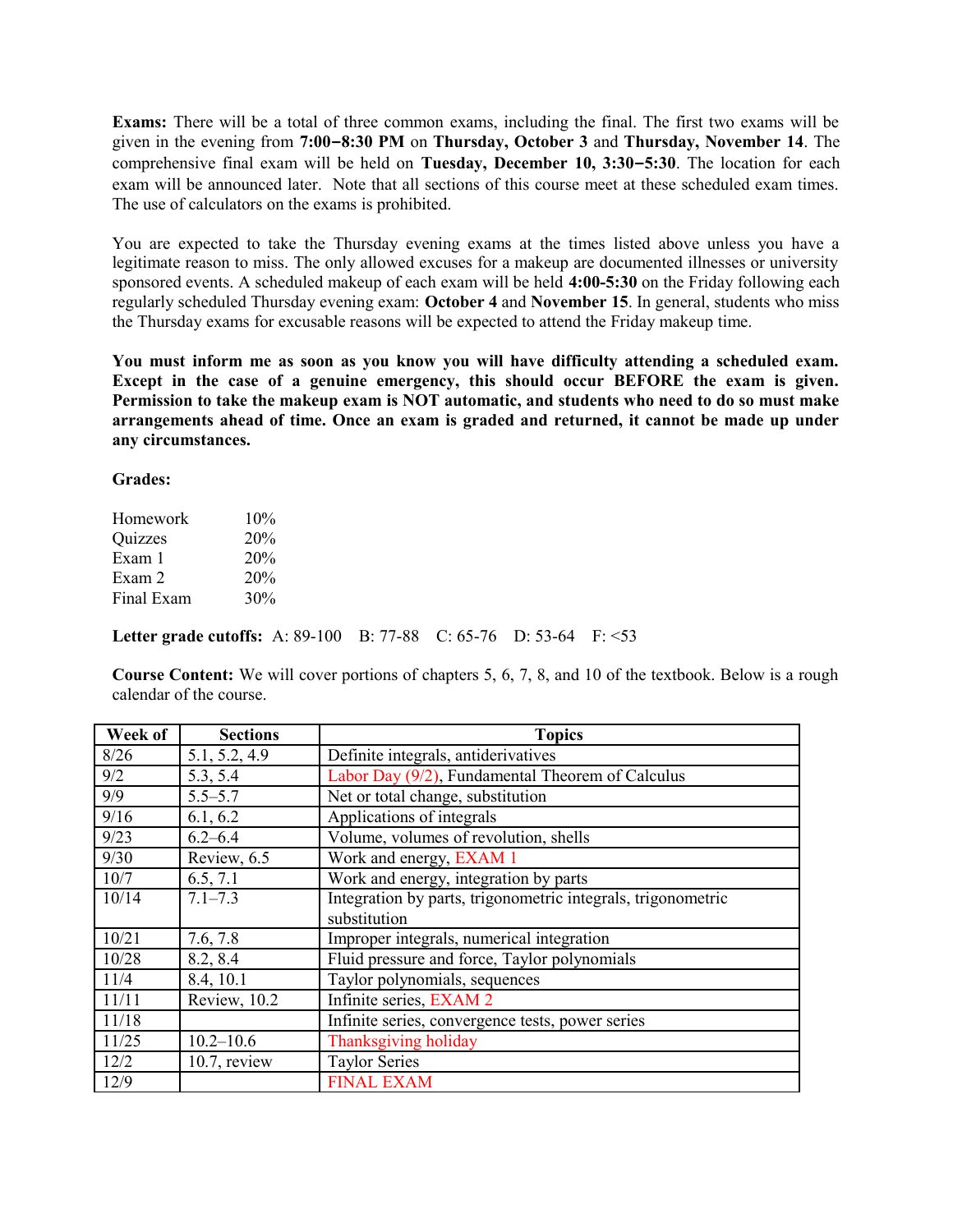**Exams:** There will be a total of three common exams, including the final. The first two exams will be given in the evening from **7:00−8:30 PM** on **Thursday, October 3** and **Thursday, November 14**. The comprehensive final exam will be held on **Tuesday, December 10, 3:30−5:30**. The location for each exam will be announced later. Note that all sections of this course meet at these scheduled exam times. The use of calculators on the exams is prohibited.

You are expected to take the Thursday evening exams at the times listed above unless you have a legitimate reason to miss. The only allowed excuses for a makeup are documented illnesses or university sponsored events. A scheduled makeup of each exam will be held **4:00-5:30** on the Friday following each regularly scheduled Thursday evening exam: **October 4** and **November 15**. In general, students who miss the Thursday exams for excusable reasons will be expected to attend the Friday makeup time.

**You must inform me as soon as you know you will have difficulty attending a scheduled exam. Except in the case of a genuine emergency, this should occur BEFORE the exam is given. Permission to take the makeup exam is NOT automatic, and students who need to do so must make arrangements ahead of time. Once an exam is graded and returned, it cannot be made up under any circumstances.**

**Grades:**

| | |
|---|---|
| Homework | 10% |
| Quizzes | 20% |
| Exam 1 | 20% |
| Exam 2 | 20% |
| Final Exam | 30% |

**Letter grade cutoffs:** A: 89-100 B: 77-88 C: 65-76 D: 53-64 F: <53

**Course Content:** We will cover portions of chapters 5, 6, 7, 8, and 10 of the textbook. Below is a rough calendar of the course.

| Week of | Sections | Topics |
|---|---|---|
| 8/26 | 5.1, 5.2, 4.9 | Definite integrals, antiderivatives |
| 9/2 | 5.3, 5.4 | Labor Day (9/2), Fundamental Theorem of Calculus |
| 9/9 | 5.5–5.7 | Net or total change, substitution |
| 9/16 | 6.1, 6.2 | Applications of integrals |
| 9/23 | 6.2–6.4 | Volume, volumes of revolution, shells |
| 9/30 | Review, 6.5 | Work and energy, EXAM 1 |
| 10/7 | 6.5, 7.1 | Work and energy, integration by parts |
| 10/14 | 7.1–7.3 | Integration by parts, trigonometric integrals, trigonometric substitution |
| 10/21 | 7.6, 7.8 | Improper integrals, numerical integration |
| 10/28 | 8.2, 8.4 | Fluid pressure and force, Taylor polynomials |
| 11/4 | 8.4, 10.1 | Taylor polynomials, sequences |
| 11/11 | Review, 10.2 | Infinite series, EXAM 2 |
| 11/18 | | Infinite series, convergence tests, power series |
| 11/25 | 10.2–10.6 | Thanksgiving holiday |
| 12/2 | 10.7, review | Taylor Series |
| 12/9 | | FINAL EXAM |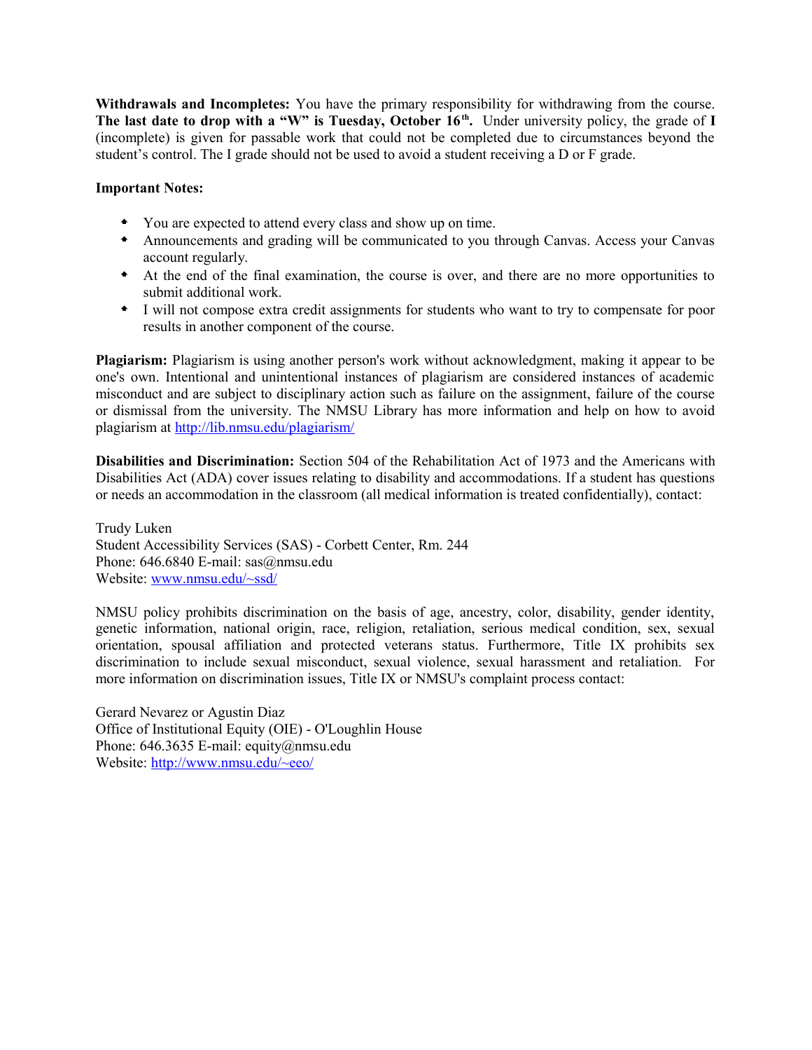**Withdrawals and Incompletes:** You have the primary responsibility for withdrawing from the course. **The last date to drop with a "W" is Tuesday, October 16th.** Under university policy, the grade of **I** (incomplete) is given for passable work that could not be completed due to circumstances beyond the student's control. The I grade should not be used to avoid a student receiving a D or F grade.

**Important Notes:**

- You are expected to attend every class and show up on time.
- Announcements and grading will be communicated to you through Canvas. Access your Canvas account regularly.
- At the end of the final examination, the course is over, and there are no more opportunities to submit additional work.
- I will not compose extra credit assignments for students who want to try to compensate for poor results in another component of the course.

**Plagiarism:** Plagiarism is using another person's work without acknowledgment, making it appear to be one's own. Intentional and unintentional instances of plagiarism are considered instances of academic misconduct and are subject to disciplinary action such as failure on the assignment, failure of the course or dismissal from the university. The NMSU Library has more information and help on how to avoid plagiarism at http://lib.nmsu.edu/plagiarism/

**Disabilities and Discrimination:** Section 504 of the Rehabilitation Act of 1973 and the Americans with Disabilities Act (ADA) cover issues relating to disability and accommodations. If a student has questions or needs an accommodation in the classroom (all medical information is treated confidentially), contact:

Trudy Luken
Student Accessibility Services (SAS) - Corbett Center, Rm. 244
Phone: 646.6840 E-mail: sas@nmsu.edu
Website: www.nmsu.edu/~ssd/

NMSU policy prohibits discrimination on the basis of age, ancestry, color, disability, gender identity, genetic information, national origin, race, religion, retaliation, serious medical condition, sex, sexual orientation, spousal affiliation and protected veterans status. Furthermore, Title IX prohibits sex discrimination to include sexual misconduct, sexual violence, sexual harassment and retaliation. For more information on discrimination issues, Title IX or NMSU's complaint process contact:

Gerard Nevarez or Agustin Diaz
Office of Institutional Equity (OIE) - O'Loughlin House
Phone: 646.3635 E-mail: equity@nmsu.edu
Website: http://www.nmsu.edu/~eeo/